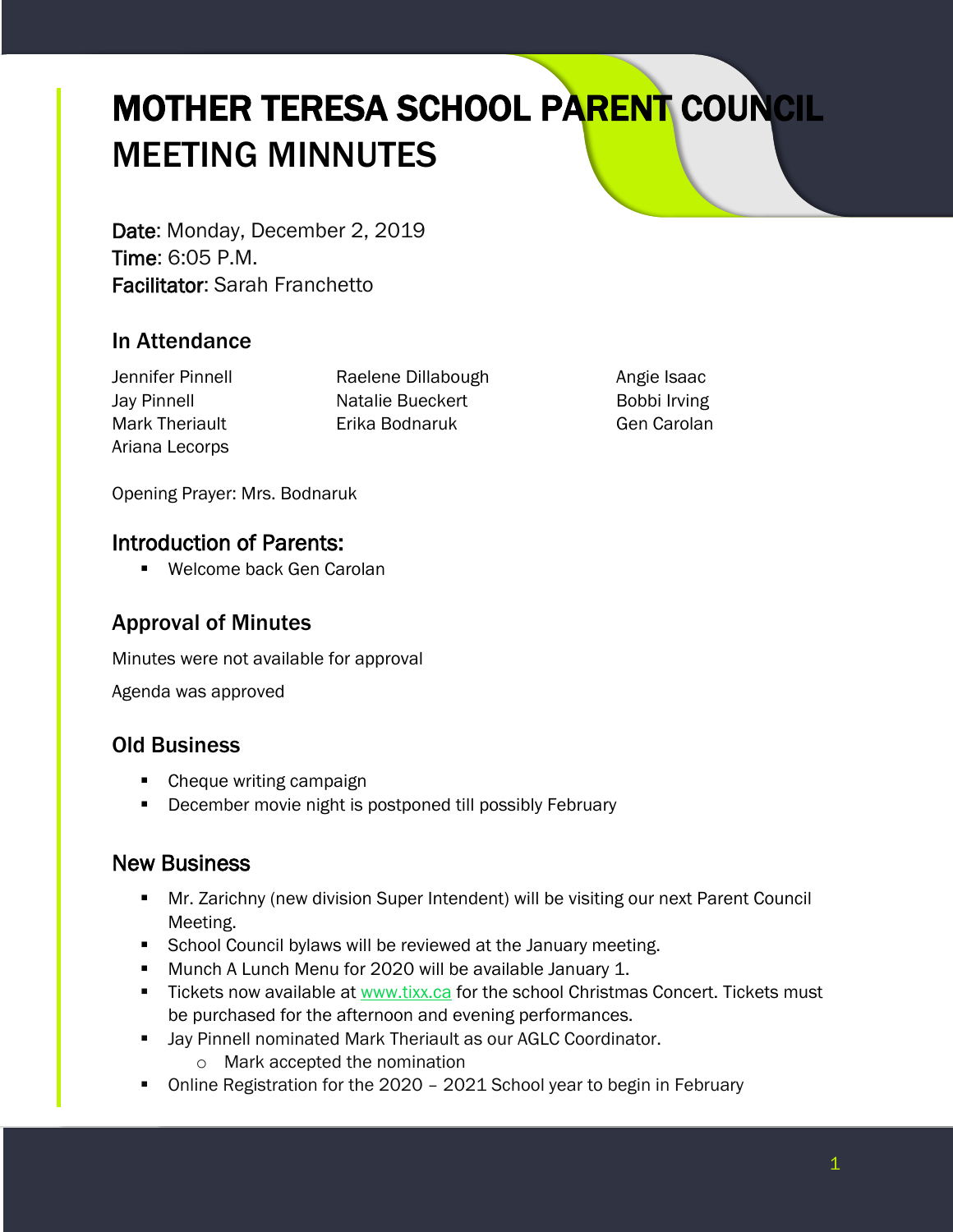# MOTHER TERESA SCHOOL PARENT COUNCIL MEETING MINNUTES

**Date**: Monday, December 2, 2019
**Time**: 6:05 P.M.
**Facilitator**: Sarah Franchetto

## In Attendance

Jennifer Pinnell
Jay Pinnell
Mark Theriault
Ariana Lecorps
Raelene Dillabough
Natalie Bueckert
Erika Bodnaruk
Angie Isaac
Bobbi Irving
Gen Carolan

Opening Prayer: Mrs. Bodnaruk

## Introduction of Parents:

- Welcome back Gen Carolan

## Approval of Minutes

Minutes were not available for approval

Agenda was approved

## Old Business

- Cheque writing campaign
- December movie night is postponed till possibly February

## New Business

- Mr. Zarichny (new division Super Intendent) will be visiting our next Parent Council Meeting.
- School Council bylaws will be reviewed at the January meeting.
- Munch A Lunch Menu for 2020 will be available January 1.
- Tickets now available at [www.tixx.ca](http://www.tixx.ca) for the school Christmas Concert. Tickets must be purchased for the afternoon and evening performances.
- Jay Pinnell nominated Mark Theriault as our AGLC Coordinator.
  - Mark accepted the nomination
- Online Registration for the 2020 – 2021 School year to begin in February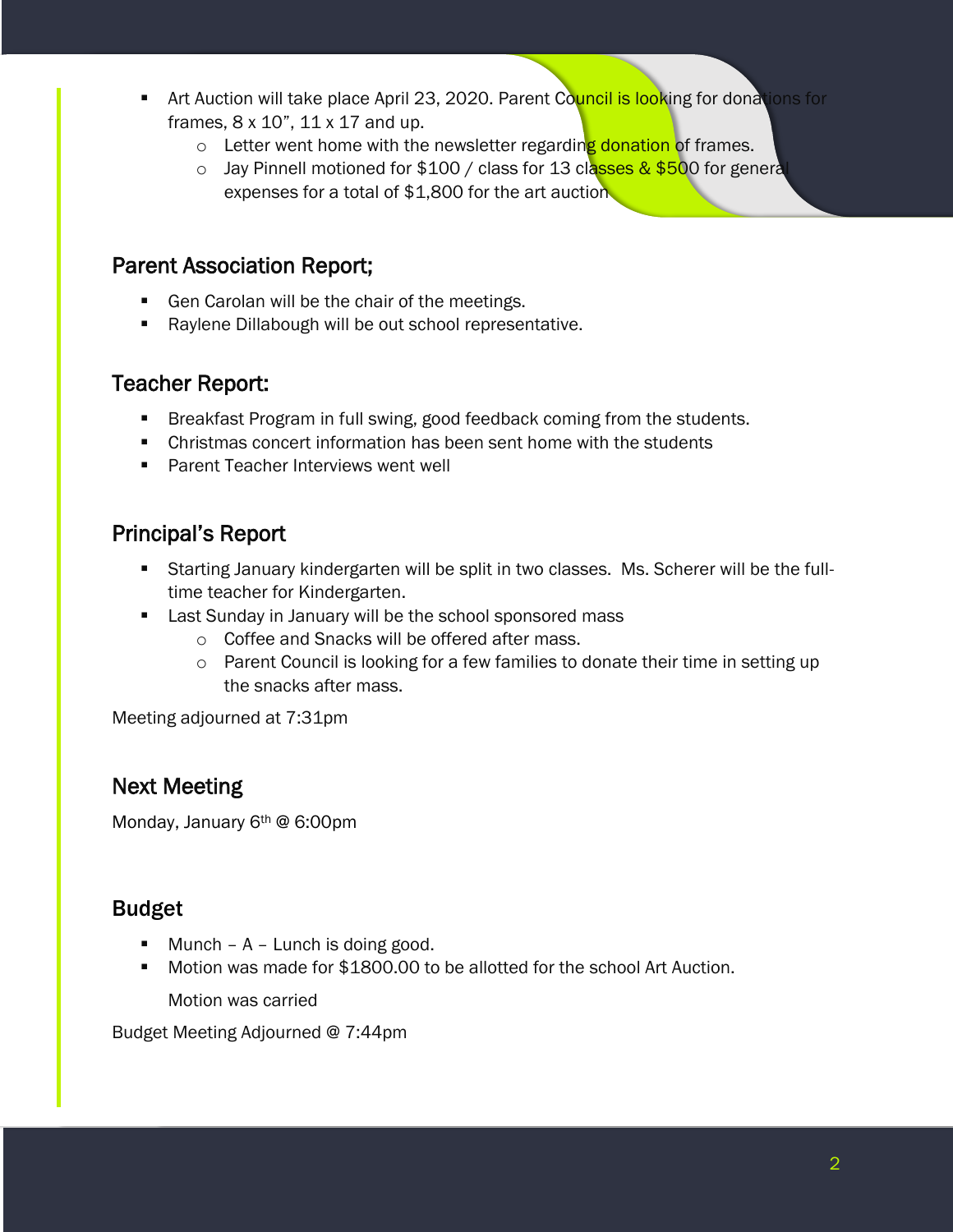- Art Auction will take place April 23, 2020. Parent Council is looking for donations for frames, 8 x 10", 11 x 17 and up.
    - Letter went home with the newsletter regarding donation of frames.
    - Jay Pinnell motioned for $100 / class for 13 classes & $500 for general expenses for a total of $1,800 for the art auction

## Parent Association Report;

- Gen Carolan will be the chair of the meetings.
- Raylene Dillabough will be out school representative.

## Teacher Report:

- Breakfast Program in full swing, good feedback coming from the students.
- Christmas concert information has been sent home with the students
- Parent Teacher Interviews went well

## Principal's Report

- Starting January kindergarten will be split in two classes. Ms. Scherer will be the full-time teacher for Kindergarten.
- Last Sunday in January will be the school sponsored mass
    - Coffee and Snacks will be offered after mass.
    - Parent Council is looking for a few families to donate their time in setting up the snacks after mass.

Meeting adjourned at 7:31pm

## Next Meeting

Monday, January 6th @ 6:00pm

## Budget

- Munch – A – Lunch is doing good.
- Motion was made for $1800.00 to be allotted for the school Art Auction.

  Motion was carried

Budget Meeting Adjourned @ 7:44pm